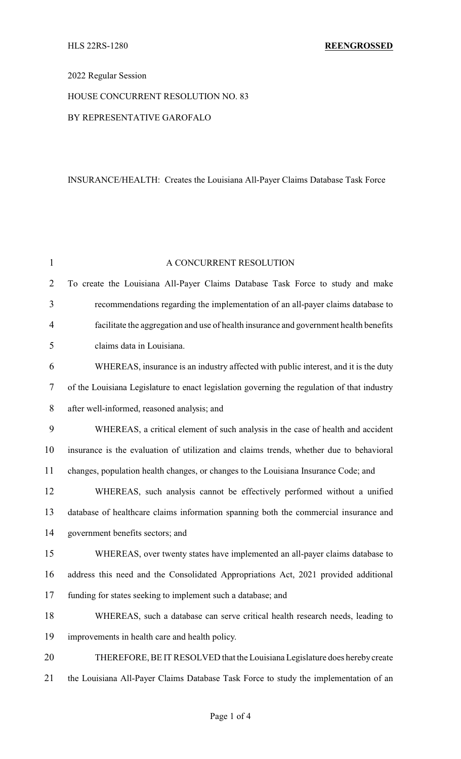HLS 22RS-1280 **REENGROSSED**

2022 Regular Session

HOUSE CONCURRENT RESOLUTION NO. 83

BY REPRESENTATIVE GAROFALO

INSURANCE/HEALTH: Creates the Louisiana All-Payer Claims Database Task Force

A CONCURRENT RESOLUTION

To create the Louisiana All-Payer Claims Database Task Force to study and make recommendations regarding the implementation of an all-payer claims database to facilitate the aggregation and use of health insurance and government health benefits claims data in Louisiana.

WHEREAS, insurance is an industry affected with public interest, and it is the duty of the Louisiana Legislature to enact legislation governing the regulation of that industry after well-informed, reasoned analysis; and

WHEREAS, a critical element of such analysis in the case of health and accident insurance is the evaluation of utilization and claims trends, whether due to behavioral changes, population health changes, or changes to the Louisiana Insurance Code; and

WHEREAS, such analysis cannot be effectively performed without a unified database of healthcare claims information spanning both the commercial insurance and government benefits sectors; and

WHEREAS, over twenty states have implemented an all-payer claims database to address this need and the Consolidated Appropriations Act, 2021 provided additional funding for states seeking to implement such a database; and

WHEREAS, such a database can serve critical health research needs, leading to improvements in health care and health policy.

THEREFORE, BE IT RESOLVED that the Louisiana Legislature does hereby create the Louisiana All-Payer Claims Database Task Force to study the implementation of an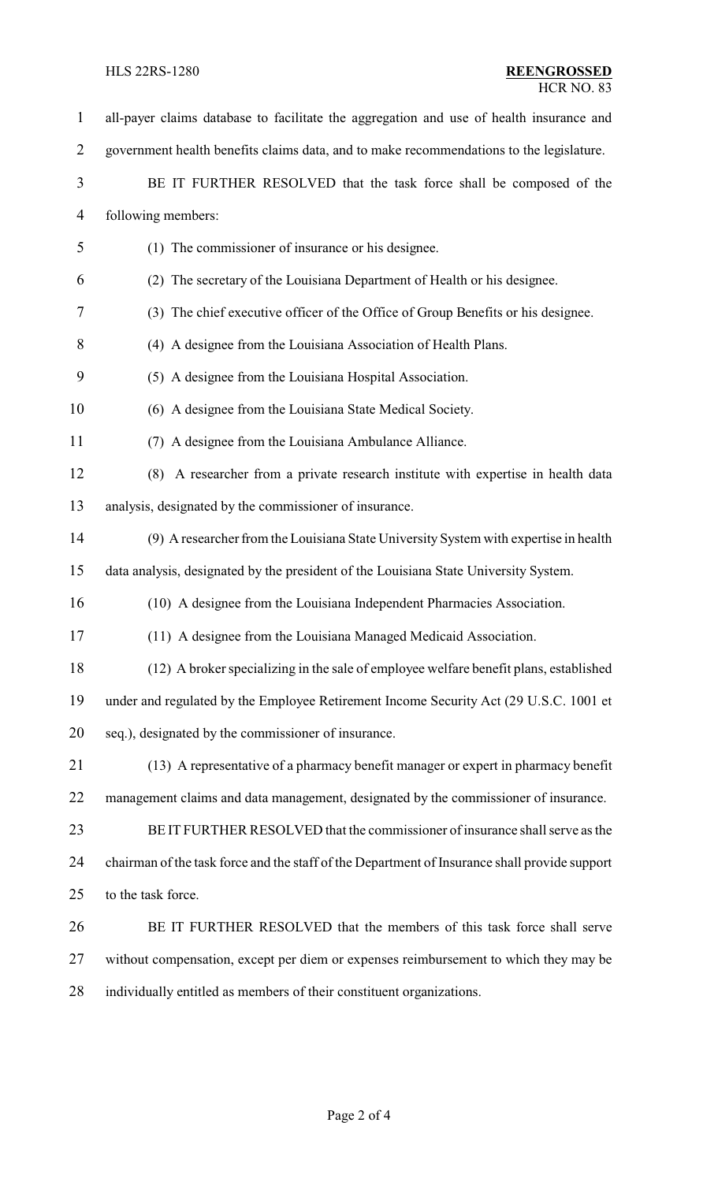all-payer claims database to facilitate the aggregation and use of health insurance and government health benefits claims data, and to make recommendations to the legislature.

BE IT FURTHER RESOLVED that the task force shall be composed of the following members:

(1) The commissioner of insurance or his designee.

(2) The secretary of the Louisiana Department of Health or his designee.

(3) The chief executive officer of the Office of Group Benefits or his designee.

(4) A designee from the Louisiana Association of Health Plans.

(5) A designee from the Louisiana Hospital Association.

(6) A designee from the Louisiana State Medical Society.

(7) A designee from the Louisiana Ambulance Alliance.

(8) A researcher from a private research institute with expertise in health data analysis, designated by the commissioner of insurance.

(9) A researcher from the Louisiana State University System with expertise in health data analysis, designated by the president of the Louisiana State University System.

(10) A designee from the Louisiana Independent Pharmacies Association.

(11) A designee from the Louisiana Managed Medicaid Association.

(12) A broker specializing in the sale of employee welfare benefit plans, established under and regulated by the Employee Retirement Income Security Act (29 U.S.C. 1001 et seq.), designated by the commissioner of insurance.

(13) A representative of a pharmacy benefit manager or expert in pharmacy benefit management claims and data management, designated by the commissioner of insurance.

BE IT FURTHER RESOLVED that the commissioner of insurance shall serve as the chairman of the task force and the staff of the Department of Insurance shall provide support to the task force.

BE IT FURTHER RESOLVED that the members of this task force shall serve without compensation, except per diem or expenses reimbursement to which they may be individually entitled as members of their constituent organizations.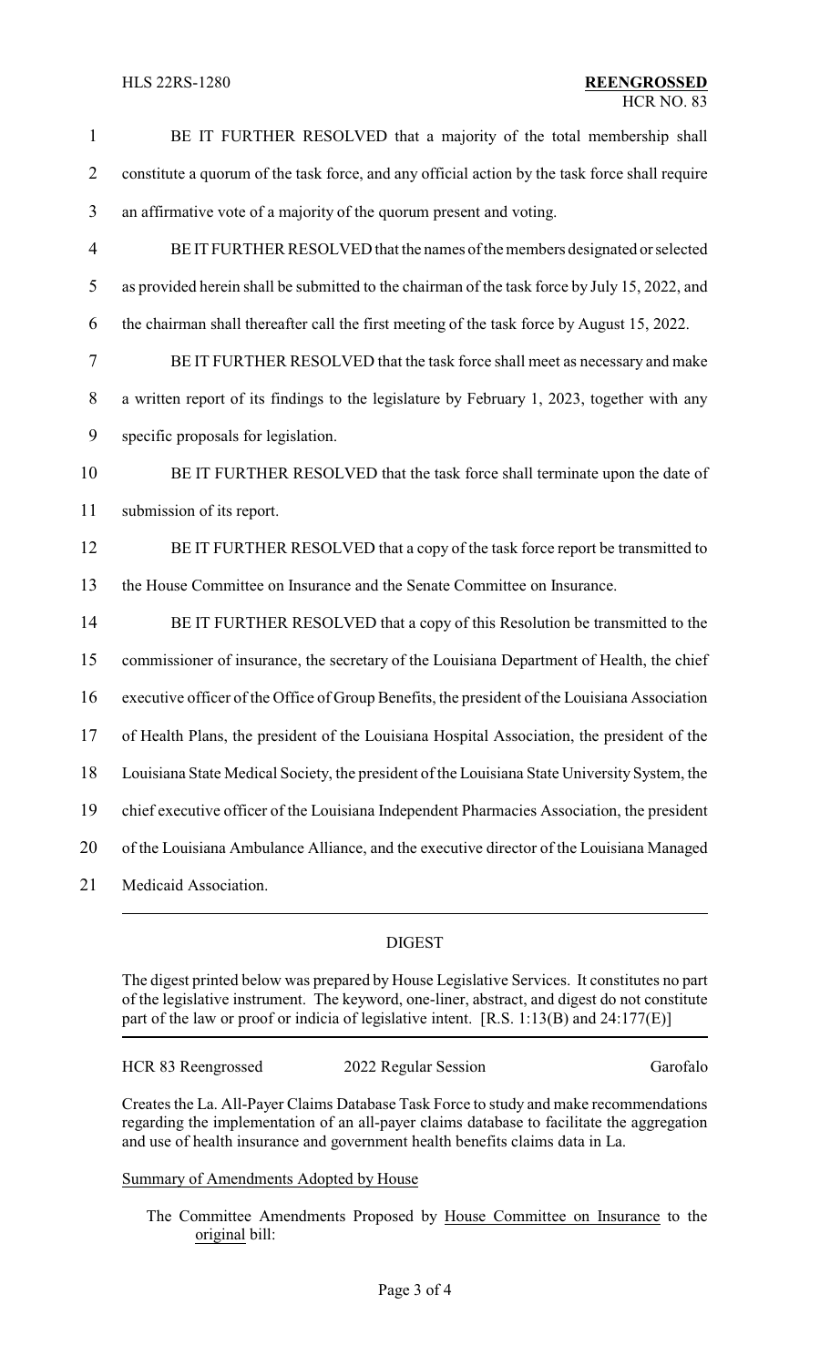BE IT FURTHER RESOLVED that a majority of the total membership shall constitute a quorum of the task force, and any official action by the task force shall require an affirmative vote of a majority of the quorum present and voting.

BE IT FURTHER RESOLVED that the names of the members designated or selected as provided herein shall be submitted to the chairman of the task force by July 15, 2022, and the chairman shall thereafter call the first meeting of the task force by August 15, 2022.

BE IT FURTHER RESOLVED that the task force shall meet as necessary and make a written report of its findings to the legislature by February 1, 2023, together with any specific proposals for legislation.

BE IT FURTHER RESOLVED that the task force shall terminate upon the date of submission of its report.

BE IT FURTHER RESOLVED that a copy of the task force report be transmitted to the House Committee on Insurance and the Senate Committee on Insurance.

BE IT FURTHER RESOLVED that a copy of this Resolution be transmitted to the commissioner of insurance, the secretary of the Louisiana Department of Health, the chief executive officer of the Office of Group Benefits, the president of the Louisiana Association of Health Plans, the president of the Louisiana Hospital Association, the president of the Louisiana State Medical Society, the president of the Louisiana State University System, the chief executive officer of the Louisiana Independent Pharmacies Association, the president of the Louisiana Ambulance Alliance, and the executive director of the Louisiana Managed Medicaid Association.

## DIGEST

The digest printed below was prepared by House Legislative Services. It constitutes no part of the legislative instrument. The keyword, one-liner, abstract, and digest do not constitute part of the law or proof or indicia of legislative intent. [R.S. 1:13(B) and 24:177(E)]

HCR 83 Reengrossed — 2022 Regular Session — Garofalo

Creates the La. All-Payer Claims Database Task Force to study and make recommendations regarding the implementation of an all-payer claims database to facilitate the aggregation and use of health insurance and government health benefits claims data in La.

Summary of Amendments Adopted by House

The Committee Amendments Proposed by House Committee on Insurance to the original bill: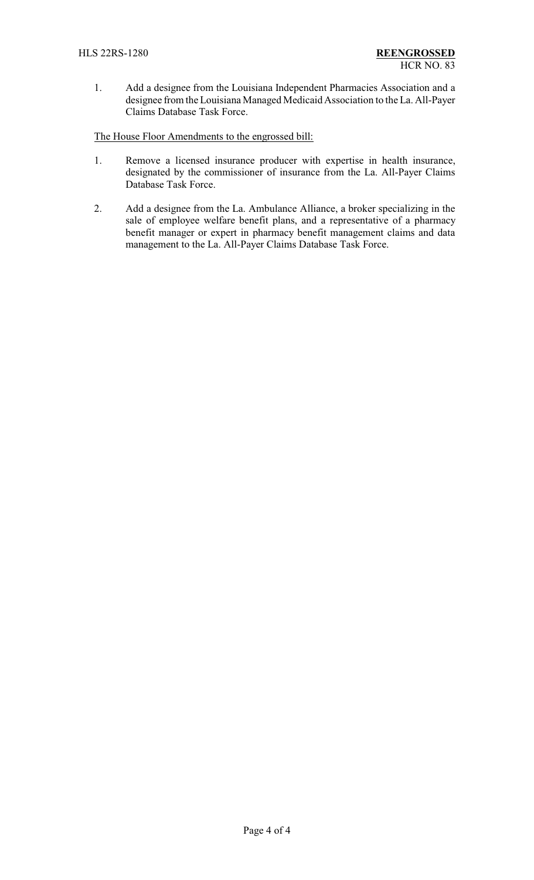1. Add a designee from the Louisiana Independent Pharmacies Association and a designee from the Louisiana Managed Medicaid Association to the La. All-Payer Claims Database Task Force.

<u>The House Floor Amendments to the engrossed bill:</u>

1. Remove a licensed insurance producer with expertise in health insurance, designated by the commissioner of insurance from the La. All-Payer Claims Database Task Force.

2. Add a designee from the La. Ambulance Alliance, a broker specializing in the sale of employee welfare benefit plans, and a representative of a pharmacy benefit manager or expert in pharmacy benefit management claims and data management to the La. All-Payer Claims Database Task Force.